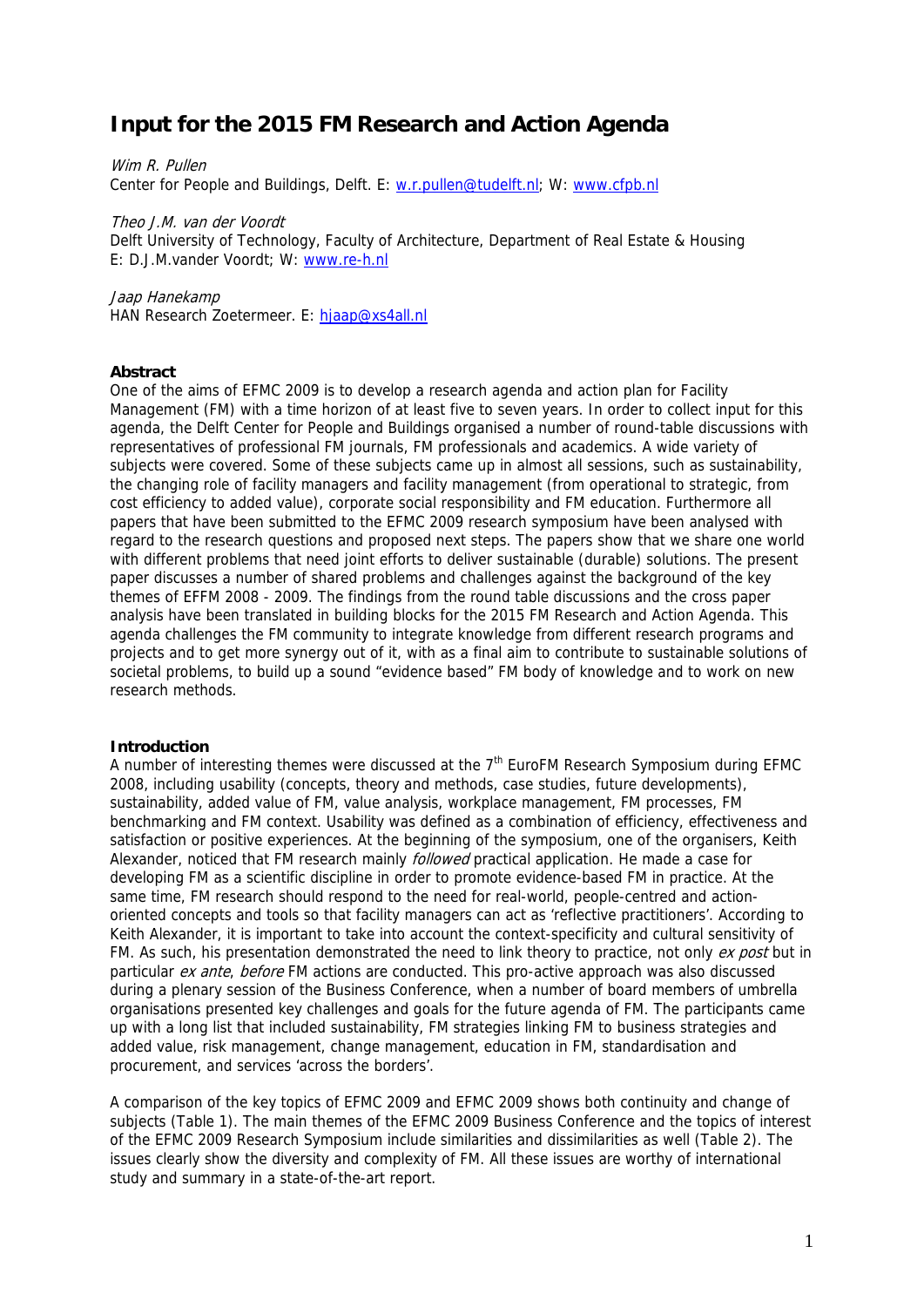# Input for the 2015 FM Research and Action Agenda

*Wim R. Pullen*
Center for People and Buildings, Delft. E: w.r.pullen@tudelft.nl; W: www.cfpb.nl

*Theo J.M. van der Voordt*
Delft University of Technology, Faculty of Architecture, Department of Real Estate & Housing
E: D.J.M.vander Voordt; W: www.re-h.nl

*Jaap Hanekamp*
HAN Research Zoetermeer. E: hjaap@xs4all.nl

**Abstract**
One of the aims of EFMC 2009 is to develop a research agenda and action plan for Facility Management (FM) with a time horizon of at least five to seven years. In order to collect input for this agenda, the Delft Center for People and Buildings organised a number of round-table discussions with representatives of professional FM journals, FM professionals and academics. A wide variety of subjects were covered. Some of these subjects came up in almost all sessions, such as sustainability, the changing role of facility managers and facility management (from operational to strategic, from cost efficiency to added value), corporate social responsibility and FM education. Furthermore all papers that have been submitted to the EFMC 2009 research symposium have been analysed with regard to the research questions and proposed next steps. The papers show that we share one world with different problems that need joint efforts to deliver sustainable (durable) solutions. The present paper discusses a number of shared problems and challenges against the background of the key themes of EFFM 2008 - 2009. The findings from the round table discussions and the cross paper analysis have been translated in building blocks for the 2015 FM Research and Action Agenda. This agenda challenges the FM community to integrate knowledge from different research programs and projects and to get more synergy out of it, with as a final aim to contribute to sustainable solutions of societal problems, to build up a sound "evidence based" FM body of knowledge and to work on new research methods.

**Introduction**
A number of interesting themes were discussed at the 7th EuroFM Research Symposium during EFMC 2008, including usability (concepts, theory and methods, case studies, future developments), sustainability, added value of FM, value analysis, workplace management, FM processes, FM benchmarking and FM context. Usability was defined as a combination of efficiency, effectiveness and satisfaction or positive experiences. At the beginning of the symposium, one of the organisers, Keith Alexander, noticed that FM research mainly *followed* practical application. He made a case for developing FM as a scientific discipline in order to promote evidence-based FM in practice. At the same time, FM research should respond to the need for real-world, people-centred and action-oriented concepts and tools so that facility managers can act as 'reflective practitioners'. According to Keith Alexander, it is important to take into account the context-specificity and cultural sensitivity of FM. As such, his presentation demonstrated the need to link theory to practice, not only *ex post* but in particular *ex ante*, *before* FM actions are conducted. This pro-active approach was also discussed during a plenary session of the Business Conference, when a number of board members of umbrella organisations presented key challenges and goals for the future agenda of FM. The participants came up with a long list that included sustainability, FM strategies linking FM to business strategies and added value, risk management, change management, education in FM, standardisation and procurement, and services 'across the borders'.

A comparison of the key topics of EFMC 2009 and EFMC 2009 shows both continuity and change of subjects (Table 1). The main themes of the EFMC 2009 Business Conference and the topics of interest of the EFMC 2009 Research Symposium include similarities and dissimilarities as well (Table 2). The issues clearly show the diversity and complexity of FM. All these issues are worthy of international study and summary in a state-of-the-art report.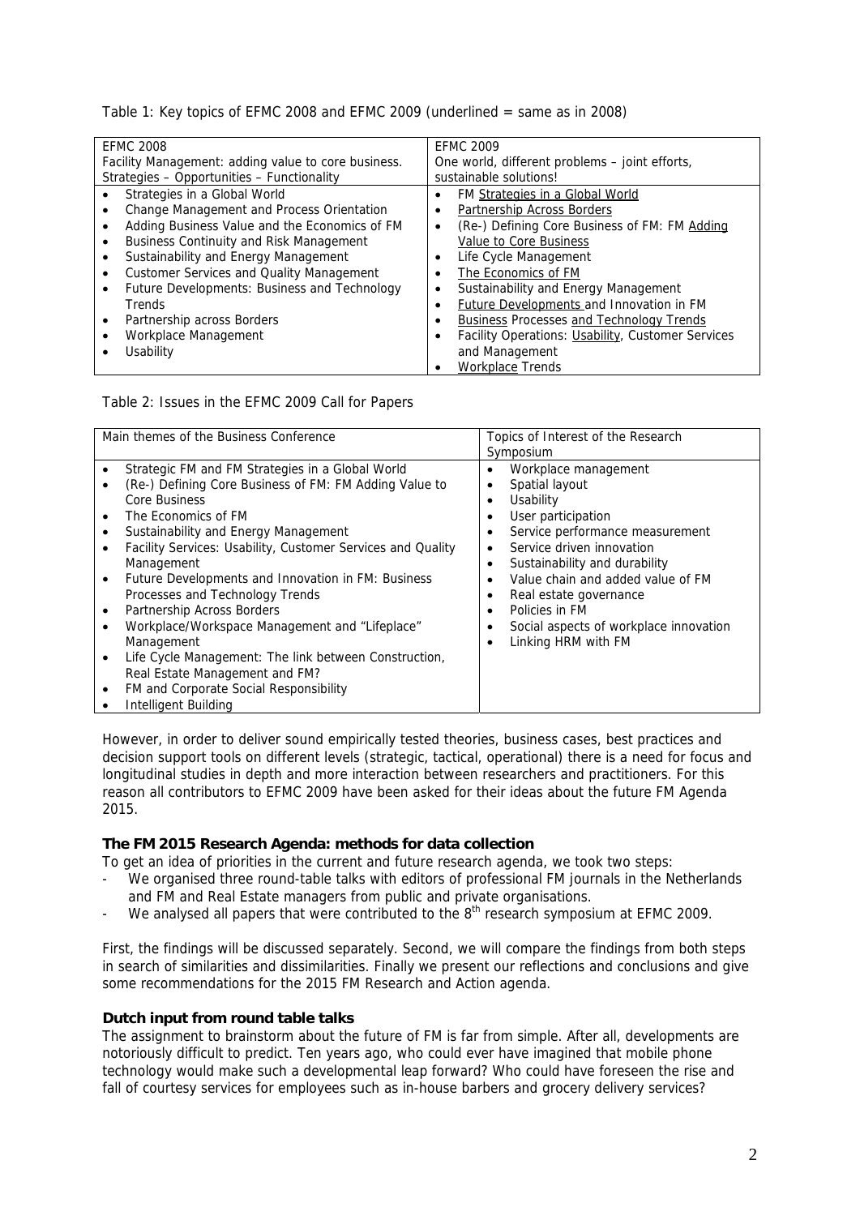Table 1: Key topics of EFMC 2008 and EFMC 2009 (underlined = same as in 2008)

| EFMC 2008<br>Facility Management: adding value to core business.<br>Strategies – Opportunities – Functionality | EFMC 2009<br>One world, different problems – joint efforts, sustainable solutions! |
|---|---|
| • Strategies in a Global World<br>• Change Management and Process Orientation<br>• Adding Business Value and the Economics of FM<br>• Business Continuity and Risk Management<br>• Sustainability and Energy Management<br>• Customer Services and Quality Management<br>• Future Developments: Business and Technology Trends<br>• Partnership across Borders<br>• Workplace Management<br>• Usability | • FM <u>Strategies in a Global World</u><br>• <u>Partnership Across Borders</u><br>• (Re-) Defining Core Business of FM: FM <u>Adding Value to Core Business</u><br>• Life Cycle Management<br>• <u>The Economics of FM</u><br>• Sustainability and Energy Management<br>• <u>Future Developments</u> and Innovation in FM<br>• <u>Business</u> Processes <u>and Technology Trends</u><br>• Facility Operations: <u>Usability</u>, Customer Services and Management<br>• <u>Workplace</u> Trends |

Table 2: Issues in the EFMC 2009 Call for Papers

| Main themes of the Business Conference | Topics of Interest of the Research Symposium |
|---|---|
| • Strategic FM and FM Strategies in a Global World<br>• (Re-) Defining Core Business of FM: FM Adding Value to Core Business<br>• The Economics of FM<br>• Sustainability and Energy Management<br>• Facility Services: Usability, Customer Services and Quality Management<br>• Future Developments and Innovation in FM: Business Processes and Technology Trends<br>• Partnership Across Borders<br>• Workplace/Workspace Management and "Lifeplace" Management<br>• Life Cycle Management: The link between Construction, Real Estate Management and FM?<br>• FM and Corporate Social Responsibility<br>• Intelligent Building | • Workplace management<br>• Spatial layout<br>• Usability<br>• User participation<br>• Service performance measurement<br>• Service driven innovation<br>• Sustainability and durability<br>• Value chain and added value of FM<br>• Real estate governance<br>• Policies in FM<br>• Social aspects of workplace innovation<br>• Linking HRM with FM |

However, in order to deliver sound empirically tested theories, business cases, best practices and decision support tools on different levels (strategic, tactical, operational) there is a need for focus and longitudinal studies in depth and more interaction between researchers and practitioners. For this reason all contributors to EFMC 2009 have been asked for their ideas about the future FM Agenda 2015.

**The FM 2015 Research Agenda: methods for data collection**

To get an idea of priorities in the current and future research agenda, we took two steps:

- We organised three round-table talks with editors of professional FM journals in the Netherlands and FM and Real Estate managers from public and private organisations.
- We analysed all papers that were contributed to the 8th research symposium at EFMC 2009.

First, the findings will be discussed separately. Second, we will compare the findings from both steps in search of similarities and dissimilarities. Finally we present our reflections and conclusions and give some recommendations for the 2015 FM Research and Action agenda.

**Dutch input from round table talks**

The assignment to brainstorm about the future of FM is far from simple. After all, developments are notoriously difficult to predict. Ten years ago, who could ever have imagined that mobile phone technology would make such a developmental leap forward? Who could have foreseen the rise and fall of courtesy services for employees such as in-house barbers and grocery delivery services?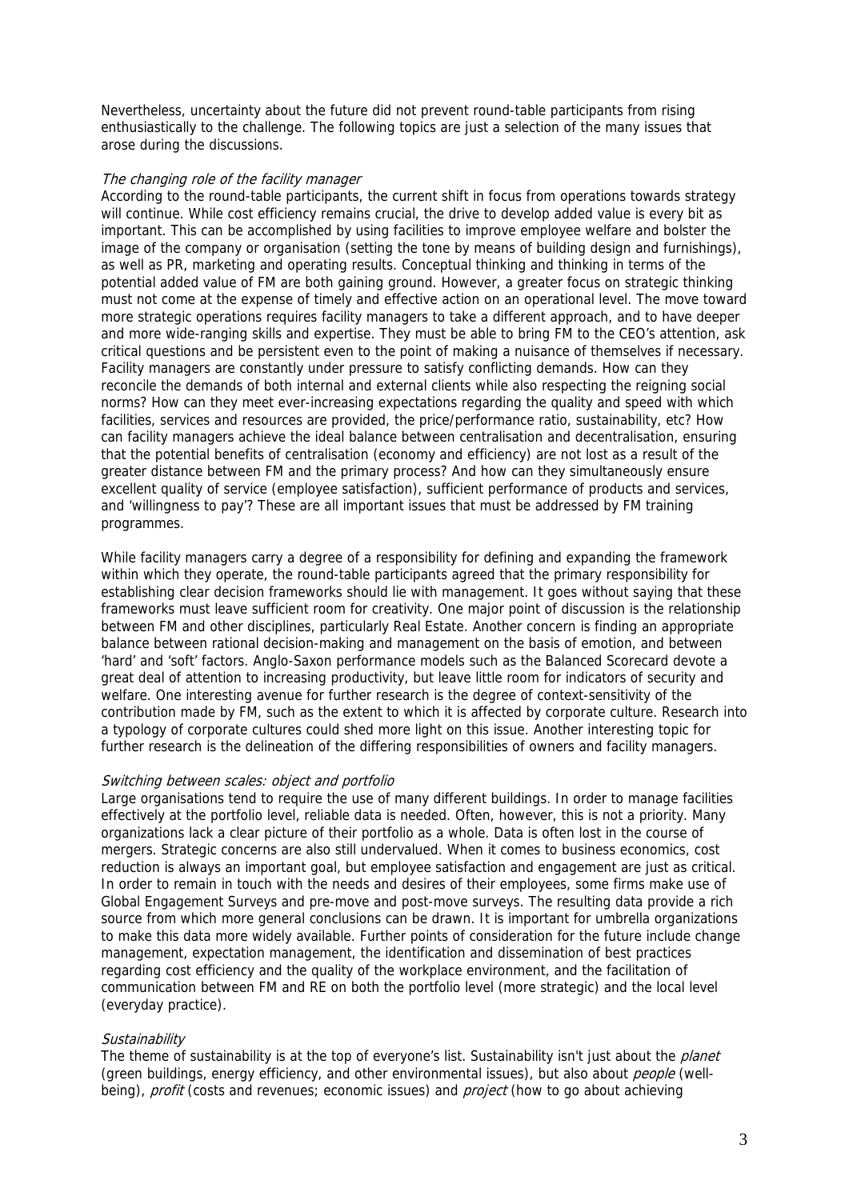Nevertheless, uncertainty about the future did not prevent round-table participants from rising enthusiastically to the challenge. The following topics are just a selection of the many issues that arose during the discussions.

*The changing role of the facility manager*

According to the round-table participants, the current shift in focus from operations towards strategy will continue. While cost efficiency remains crucial, the drive to develop added value is every bit as important. This can be accomplished by using facilities to improve employee welfare and bolster the image of the company or organisation (setting the tone by means of building design and furnishings), as well as PR, marketing and operating results. Conceptual thinking and thinking in terms of the potential added value of FM are both gaining ground. However, a greater focus on strategic thinking must not come at the expense of timely and effective action on an operational level. The move toward more strategic operations requires facility managers to take a different approach, and to have deeper and more wide-ranging skills and expertise. They must be able to bring FM to the CEO's attention, ask critical questions and be persistent even to the point of making a nuisance of themselves if necessary. Facility managers are constantly under pressure to satisfy conflicting demands. How can they reconcile the demands of both internal and external clients while also respecting the reigning social norms? How can they meet ever-increasing expectations regarding the quality and speed with which facilities, services and resources are provided, the price/performance ratio, sustainability, etc? How can facility managers achieve the ideal balance between centralisation and decentralisation, ensuring that the potential benefits of centralisation (economy and efficiency) are not lost as a result of the greater distance between FM and the primary process? And how can they simultaneously ensure excellent quality of service (employee satisfaction), sufficient performance of products and services, and 'willingness to pay'? These are all important issues that must be addressed by FM training programmes.

While facility managers carry a degree of a responsibility for defining and expanding the framework within which they operate, the round-table participants agreed that the primary responsibility for establishing clear decision frameworks should lie with management. It goes without saying that these frameworks must leave sufficient room for creativity. One major point of discussion is the relationship between FM and other disciplines, particularly Real Estate. Another concern is finding an appropriate balance between rational decision-making and management on the basis of emotion, and between 'hard' and 'soft' factors. Anglo-Saxon performance models such as the Balanced Scorecard devote a great deal of attention to increasing productivity, but leave little room for indicators of security and welfare. One interesting avenue for further research is the degree of context-sensitivity of the contribution made by FM, such as the extent to which it is affected by corporate culture. Research into a typology of corporate cultures could shed more light on this issue. Another interesting topic for further research is the delineation of the differing responsibilities of owners and facility managers.

*Switching between scales: object and portfolio*

Large organisations tend to require the use of many different buildings. In order to manage facilities effectively at the portfolio level, reliable data is needed. Often, however, this is not a priority. Many organizations lack a clear picture of their portfolio as a whole. Data is often lost in the course of mergers. Strategic concerns are also still undervalued. When it comes to business economics, cost reduction is always an important goal, but employee satisfaction and engagement are just as critical. In order to remain in touch with the needs and desires of their employees, some firms make use of Global Engagement Surveys and pre-move and post-move surveys. The resulting data provide a rich source from which more general conclusions can be drawn. It is important for umbrella organizations to make this data more widely available. Further points of consideration for the future include change management, expectation management, the identification and dissemination of best practices regarding cost efficiency and the quality of the workplace environment, and the facilitation of communication between FM and RE on both the portfolio level (more strategic) and the local level (everyday practice).

*Sustainability*

The theme of sustainability is at the top of everyone's list. Sustainability isn't just about the *planet* (green buildings, energy efficiency, and other environmental issues), but also about *people* (well-being), *profit* (costs and revenues; economic issues) and *project* (how to go about achieving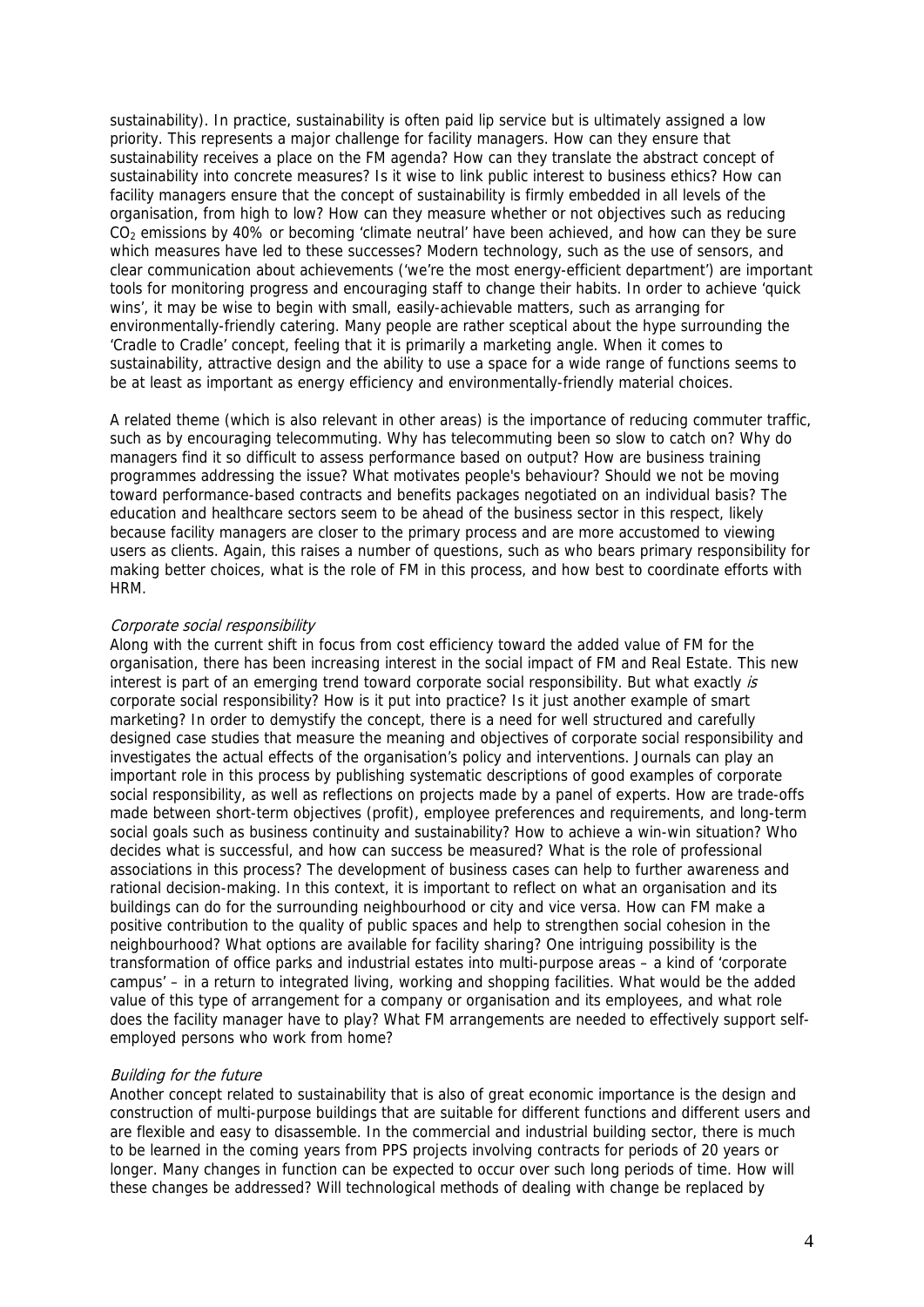sustainability). In practice, sustainability is often paid lip service but is ultimately assigned a low priority. This represents a major challenge for facility managers. How can they ensure that sustainability receives a place on the FM agenda? How can they translate the abstract concept of sustainability into concrete measures? Is it wise to link public interest to business ethics? How can facility managers ensure that the concept of sustainability is firmly embedded in all levels of the organisation, from high to low? How can they measure whether or not objectives such as reducing $CO_2$ emissions by 40% or becoming 'climate neutral' have been achieved, and how can they be sure which measures have led to these successes? Modern technology, such as the use of sensors, and clear communication about achievements ('we're the most energy-efficient department') are important tools for monitoring progress and encouraging staff to change their habits. In order to achieve 'quick wins', it may be wise to begin with small, easily-achievable matters, such as arranging for environmentally-friendly catering. Many people are rather sceptical about the hype surrounding the 'Cradle to Cradle' concept, feeling that it is primarily a marketing angle. When it comes to sustainability, attractive design and the ability to use a space for a wide range of functions seems to be at least as important as energy efficiency and environmentally-friendly material choices.

A related theme (which is also relevant in other areas) is the importance of reducing commuter traffic, such as by encouraging telecommuting. Why has telecommuting been so slow to catch on? Why do managers find it so difficult to assess performance based on output? How are business training programmes addressing the issue? What motivates people's behaviour? Should we not be moving toward performance-based contracts and benefits packages negotiated on an individual basis? The education and healthcare sectors seem to be ahead of the business sector in this respect, likely because facility managers are closer to the primary process and are more accustomed to viewing users as clients. Again, this raises a number of questions, such as who bears primary responsibility for making better choices, what is the role of FM in this process, and how best to coordinate efforts with HRM.

*Corporate social responsibility*

Along with the current shift in focus from cost efficiency toward the added value of FM for the organisation, there has been increasing interest in the social impact of FM and Real Estate. This new interest is part of an emerging trend toward corporate social responsibility. But what exactly *is* corporate social responsibility? How is it put into practice? Is it just another example of smart marketing? In order to demystify the concept, there is a need for well structured and carefully designed case studies that measure the meaning and objectives of corporate social responsibility and investigates the actual effects of the organisation's policy and interventions. Journals can play an important role in this process by publishing systematic descriptions of good examples of corporate social responsibility, as well as reflections on projects made by a panel of experts. How are trade-offs made between short-term objectives (profit), employee preferences and requirements, and long-term social goals such as business continuity and sustainability? How to achieve a win-win situation? Who decides what is successful, and how can success be measured? What is the role of professional associations in this process? The development of business cases can help to further awareness and rational decision-making. In this context, it is important to reflect on what an organisation and its buildings can do for the surrounding neighbourhood or city and vice versa. How can FM make a positive contribution to the quality of public spaces and help to strengthen social cohesion in the neighbourhood? What options are available for facility sharing? One intriguing possibility is the transformation of office parks and industrial estates into multi-purpose areas – a kind of 'corporate campus' – in a return to integrated living, working and shopping facilities. What would be the added value of this type of arrangement for a company or organisation and its employees, and what role does the facility manager have to play? What FM arrangements are needed to effectively support self-employed persons who work from home?

*Building for the future*

Another concept related to sustainability that is also of great economic importance is the design and construction of multi-purpose buildings that are suitable for different functions and different users and are flexible and easy to disassemble. In the commercial and industrial building sector, there is much to be learned in the coming years from PPS projects involving contracts for periods of 20 years or longer. Many changes in function can be expected to occur over such long periods of time. How will these changes be addressed? Will technological methods of dealing with change be replaced by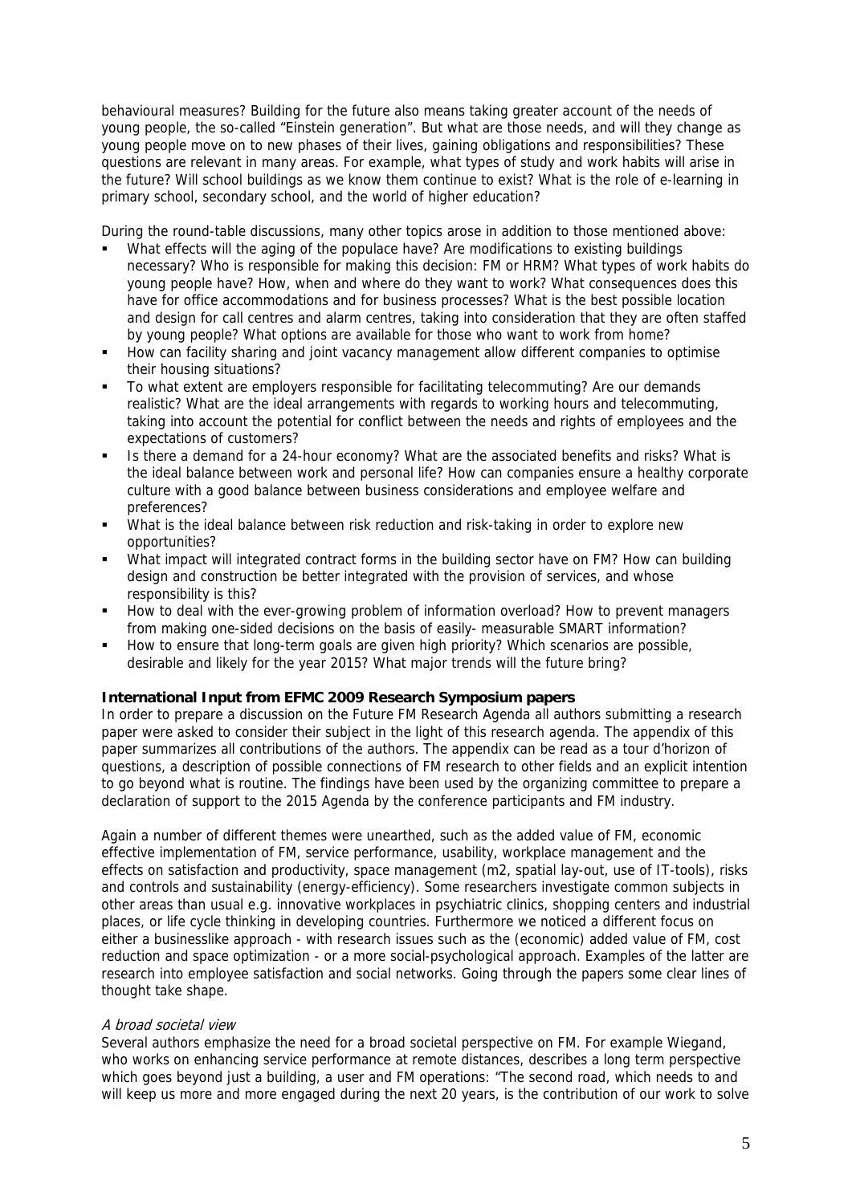behavioural measures? Building for the future also means taking greater account of the needs of young people, the so-called "Einstein generation". But what are those needs, and will they change as young people move on to new phases of their lives, gaining obligations and responsibilities? These questions are relevant in many areas. For example, what types of study and work habits will arise in the future? Will school buildings as we know them continue to exist? What is the role of e-learning in primary school, secondary school, and the world of higher education?

During the round-table discussions, many other topics arose in addition to those mentioned above:

- What effects will the aging of the populace have? Are modifications to existing buildings necessary? Who is responsible for making this decision: FM or HRM? What types of work habits do young people have? How, when and where do they want to work? What consequences does this have for office accommodations and for business processes? What is the best possible location and design for call centres and alarm centres, taking into consideration that they are often staffed by young people? What options are available for those who want to work from home?
- How can facility sharing and joint vacancy management allow different companies to optimise their housing situations?
- To what extent are employers responsible for facilitating telecommuting? Are our demands realistic? What are the ideal arrangements with regards to working hours and telecommuting, taking into account the potential for conflict between the needs and rights of employees and the expectations of customers?
- Is there a demand for a 24-hour economy? What are the associated benefits and risks? What is the ideal balance between work and personal life? How can companies ensure a healthy corporate culture with a good balance between business considerations and employee welfare and preferences?
- What is the ideal balance between risk reduction and risk-taking in order to explore new opportunities?
- What impact will integrated contract forms in the building sector have on FM? How can building design and construction be better integrated with the provision of services, and whose responsibility is this?
- How to deal with the ever-growing problem of information overload? How to prevent managers from making one-sided decisions on the basis of easily- measurable SMART information?
- How to ensure that long-term goals are given high priority? Which scenarios are possible, desirable and likely for the year 2015? What major trends will the future bring?

**International Input from EFMC 2009 Research Symposium papers**

In order to prepare a discussion on the Future FM Research Agenda all authors submitting a research paper were asked to consider their subject in the light of this research agenda. The appendix of this paper summarizes all contributions of the authors. The appendix can be read as a tour d'horizon of questions, a description of possible connections of FM research to other fields and an explicit intention to go beyond what is routine. The findings have been used by the organizing committee to prepare a declaration of support to the 2015 Agenda by the conference participants and FM industry.

Again a number of different themes were unearthed, such as the added value of FM, economic effective implementation of FM, service performance, usability, workplace management and the effects on satisfaction and productivity, space management (m2, spatial lay-out, use of IT-tools), risks and controls and sustainability (energy-efficiency). Some researchers investigate common subjects in other areas than usual e.g. innovative workplaces in psychiatric clinics, shopping centers and industrial places, or life cycle thinking in developing countries. Furthermore we noticed a different focus on either a businesslike approach - with research issues such as the (economic) added value of FM, cost reduction and space optimization - or a more social-psychological approach. Examples of the latter are research into employee satisfaction and social networks. Going through the papers some clear lines of thought take shape.

*A broad societal view*

Several authors emphasize the need for a broad societal perspective on FM. For example Wiegand, who works on enhancing service performance at remote distances, describes a long term perspective which goes beyond just a building, a user and FM operations: "The second road, which needs to and will keep us more and more engaged during the next 20 years, is the contribution of our work to solve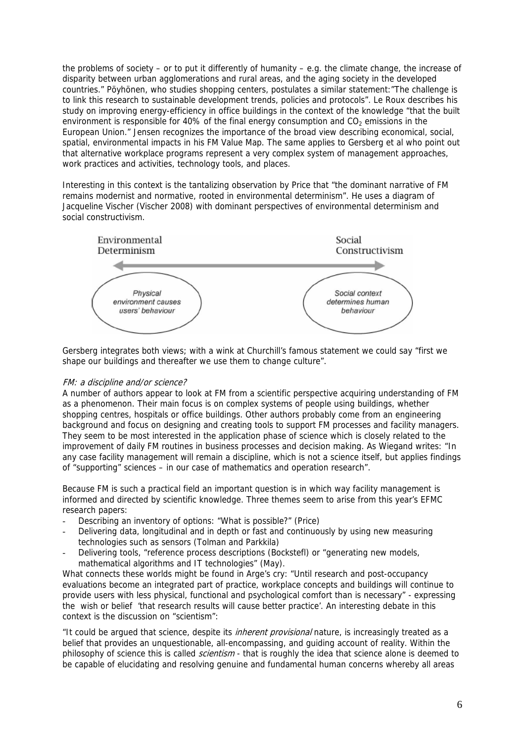the problems of society – or to put it differently of humanity – e.g. the climate change, the increase of disparity between urban agglomerations and rural areas, and the aging society in the developed countries." Pöyhönen, who studies shopping centers, postulates a similar statement:"The challenge is to link this research to sustainable development trends, policies and protocols". Le Roux describes his study on improving energy-efficiency in office buildings in the context of the knowledge "that the built environment is responsible for 40% of the final energy consumption and $CO_2$ emissions in the European Union." Jensen recognizes the importance of the broad view describing economical, social, spatial, environmental impacts in his FM Value Map. The same applies to Gersberg et al who point out that alternative workplace programs represent a very complex system of management approaches, work practices and activities, technology tools, and places.

Interesting in this context is the tantalizing observation by Price that "the dominant narrative of FM remains modernist and normative, rooted in environmental determinism". He uses a diagram of Jacqueline Vischer (Vischer 2008) with dominant perspectives of environmental determinism and social constructivism.

Environmental Determinism ⟷ Social Constructivism

*Physical environment causes users' behaviour* — *Social context determines human behaviour*

Gersberg integrates both views; with a wink at Churchill's famous statement we could say "first we shape our buildings and thereafter we use them to change culture".

*FM: a discipline and/or science?*

A number of authors appear to look at FM from a scientific perspective acquiring understanding of FM as a phenomenon. Their main focus is on complex systems of people using buildings, whether shopping centres, hospitals or office buildings. Other authors probably come from an engineering background and focus on designing and creating tools to support FM processes and facility managers. They seem to be most interested in the application phase of science which is closely related to the improvement of daily FM routines in business processes and decision making. As Wiegand writes: "In any case facility management will remain a discipline, which is not a science itself, but applies findings of "supporting" sciences – in our case of mathematics and operation research".

Because FM is such a practical field an important question is in which way facility management is informed and directed by scientific knowledge. Three themes seem to arise from this year's EFMC research papers:

- Describing an inventory of options: "What is possible?" (Price)
- Delivering data, longitudinal and in depth or fast and continuously by using new measuring technologies such as sensors (Tolman and Parkkila)
- Delivering tools, "reference process descriptions (Bockstefl) or "generating new models, mathematical algorithms and IT technologies" (May).

What connects these worlds might be found in Arge's cry: "Until research and post-occupancy evaluations become an integrated part of practice, workplace concepts and buildings will continue to provide users with less physical, functional and psychological comfort than is necessary" - expressing the wish or belief 'that research results will cause better practice'. An interesting debate in this context is the discussion on "scientism":

"It could be argued that science, despite its *inherent provisional* nature, is increasingly treated as a belief that provides an unquestionable, all-encompassing, and guiding account of reality. Within the philosophy of science this is called *scientism* - that is roughly the idea that science alone is deemed to be capable of elucidating and resolving genuine and fundamental human concerns whereby all areas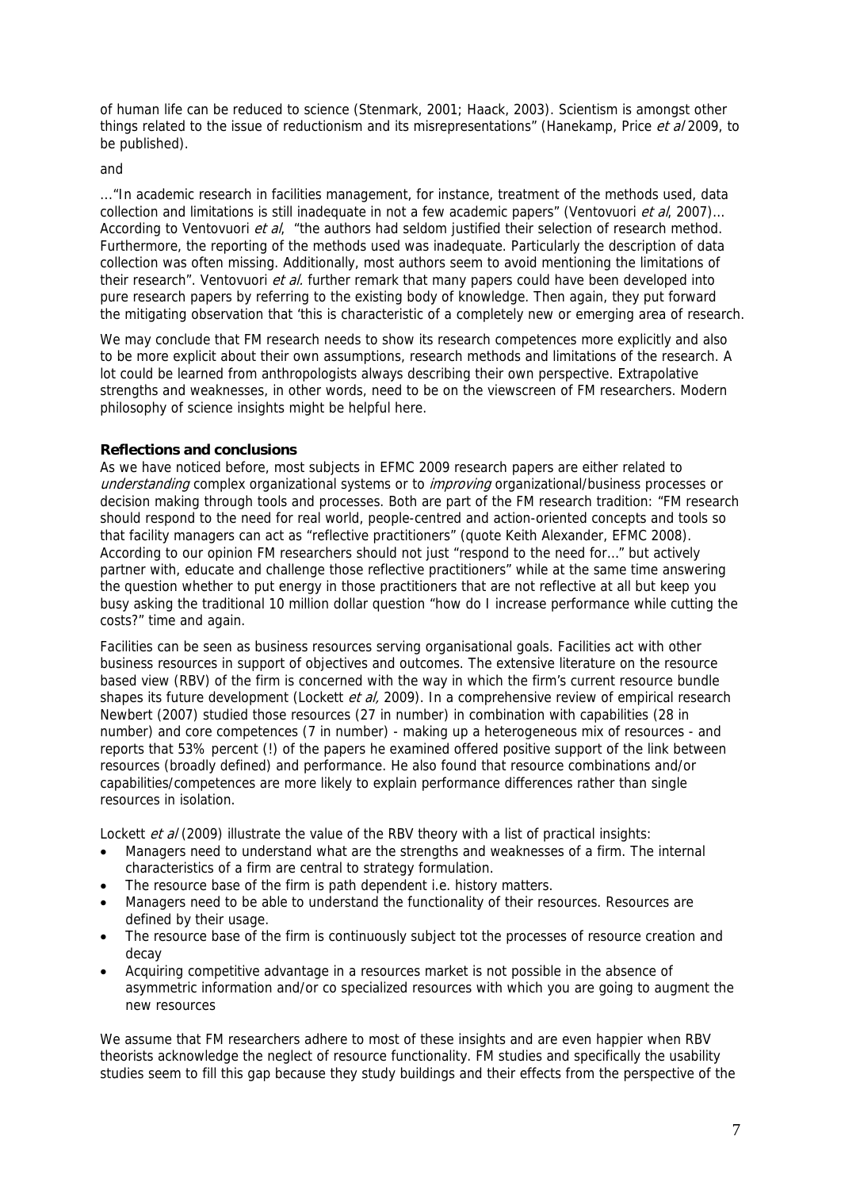of human life can be reduced to science (Stenmark, 2001; Haack, 2003). Scientism is amongst other things related to the issue of reductionism and its misrepresentations" (Hanekamp, Price *et al* 2009, to be published).

and

…"In academic research in facilities management, for instance, treatment of the methods used, data collection and limitations is still inadequate in not a few academic papers" (Ventovuori *et al*, 2007)… According to Ventovuori *et al*, "the authors had seldom justified their selection of research method. Furthermore, the reporting of the methods used was inadequate. Particularly the description of data collection was often missing. Additionally, most authors seem to avoid mentioning the limitations of their research". Ventovuori *et al.* further remark that many papers could have been developed into pure research papers by referring to the existing body of knowledge. Then again, they put forward the mitigating observation that 'this is characteristic of a completely new or emerging area of research.

We may conclude that FM research needs to show its research competences more explicitly and also to be more explicit about their own assumptions, research methods and limitations of the research. A lot could be learned from anthropologists always describing their own perspective. Extrapolative strengths and weaknesses, in other words, need to be on the viewscreen of FM researchers. Modern philosophy of science insights might be helpful here.

**Reflections and conclusions**

As we have noticed before, most subjects in EFMC 2009 research papers are either related to *understanding* complex organizational systems or to *improving* organizational/business processes or decision making through tools and processes. Both are part of the FM research tradition: "FM research should respond to the need for real world, people-centred and action-oriented concepts and tools so that facility managers can act as "reflective practitioners" (quote Keith Alexander, EFMC 2008). According to our opinion FM researchers should not just "respond to the need for…" but actively partner with, educate and challenge those reflective practitioners" while at the same time answering the question whether to put energy in those practitioners that are not reflective at all but keep you busy asking the traditional 10 million dollar question "how do I increase performance while cutting the costs?" time and again.

Facilities can be seen as business resources serving organisational goals. Facilities act with other business resources in support of objectives and outcomes. The extensive literature on the resource based view (RBV) of the firm is concerned with the way in which the firm's current resource bundle shapes its future development (Lockett *et al,* 2009). In a comprehensive review of empirical research Newbert (2007) studied those resources (27 in number) in combination with capabilities (28 in number) and core competences (7 in number) - making up a heterogeneous mix of resources - and reports that 53% percent (!) of the papers he examined offered positive support of the link between resources (broadly defined) and performance. He also found that resource combinations and/or capabilities/competences are more likely to explain performance differences rather than single resources in isolation.

Lockett *et al* (2009) illustrate the value of the RBV theory with a list of practical insights:

- Managers need to understand what are the strengths and weaknesses of a firm. The internal characteristics of a firm are central to strategy formulation.
- The resource base of the firm is path dependent i.e. history matters.
- Managers need to be able to understand the functionality of their resources. Resources are defined by their usage.
- The resource base of the firm is continuously subject tot the processes of resource creation and decay
- Acquiring competitive advantage in a resources market is not possible in the absence of asymmetric information and/or co specialized resources with which you are going to augment the new resources

We assume that FM researchers adhere to most of these insights and are even happier when RBV theorists acknowledge the neglect of resource functionality. FM studies and specifically the usability studies seem to fill this gap because they study buildings and their effects from the perspective of the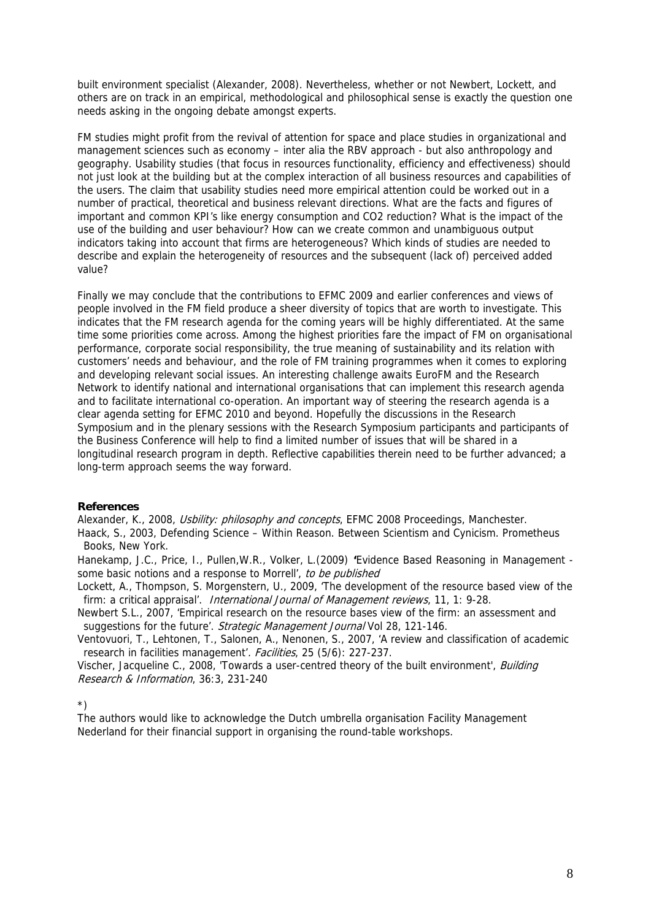built environment specialist (Alexander, 2008). Nevertheless, whether or not Newbert, Lockett, and others are on track in an empirical, methodological and philosophical sense is exactly the question one needs asking in the ongoing debate amongst experts.

FM studies might profit from the revival of attention for space and place studies in organizational and management sciences such as economy – inter alia the RBV approach - but also anthropology and geography. Usability studies (that focus in resources functionality, efficiency and effectiveness) should not just look at the building but at the complex interaction of all business resources and capabilities of the users. The claim that usability studies need more empirical attention could be worked out in a number of practical, theoretical and business relevant directions. What are the facts and figures of important and common KPI's like energy consumption and $CO_2$ reduction? What is the impact of the use of the building and user behaviour? How can we create common and unambiguous output indicators taking into account that firms are heterogeneous? Which kinds of studies are needed to describe and explain the heterogeneity of resources and the subsequent (lack of) perceived added value?

Finally we may conclude that the contributions to EFMC 2009 and earlier conferences and views of people involved in the FM field produce a sheer diversity of topics that are worth to investigate. This indicates that the FM research agenda for the coming years will be highly differentiated. At the same time some priorities come across. Among the highest priorities fare the impact of FM on organisational performance, corporate social responsibility, the true meaning of sustainability and its relation with customers' needs and behaviour, and the role of FM training programmes when it comes to exploring and developing relevant social issues. An interesting challenge awaits EuroFM and the Research Network to identify national and international organisations that can implement this research agenda and to facilitate international co-operation. An important way of steering the research agenda is a clear agenda setting for EFMC 2010 and beyond. Hopefully the discussions in the Research Symposium and in the plenary sessions with the Research Symposium participants and participants of the Business Conference will help to find a limited number of issues that will be shared in a longitudinal research program in depth. Reflective capabilities therein need to be further advanced; a long-term approach seems the way forward.

**References**

Alexander, K., 2008, *Usbility: philosophy and concepts*, EFMC 2008 Proceedings, Manchester.

Haack, S., 2003, Defending Science – Within Reason. Between Scientism and Cynicism. Prometheus Books, New York.

Hanekamp, J.C., Price, I., Pullen,W.R., Volker, L.(2009) 'Evidence Based Reasoning in Management - some basic notions and a response to Morrell', *to be published*

Lockett, A., Thompson, S. Morgenstern, U., 2009, 'The development of the resource based view of the firm: a critical appraisal'. *International Journal of Management reviews*, 11, 1: 9-28.

Newbert S.L., 2007, 'Empirical research on the resource bases view of the firm: an assessment and suggestions for the future'. *Strategic Management Journal* Vol 28, 121-146.

Ventovuori, T., Lehtonen, T., Salonen, A., Nenonen, S., 2007, 'A review and classification of academic research in facilities management'. *Facilities*, 25 (5/6): 227-237.

Vischer, Jacqueline C., 2008, 'Towards a user-centred theory of the built environment', *Building Research & Information*, 36:3, 231-240

*)

The authors would like to acknowledge the Dutch umbrella organisation Facility Management Nederland for their financial support in organising the round-table workshops.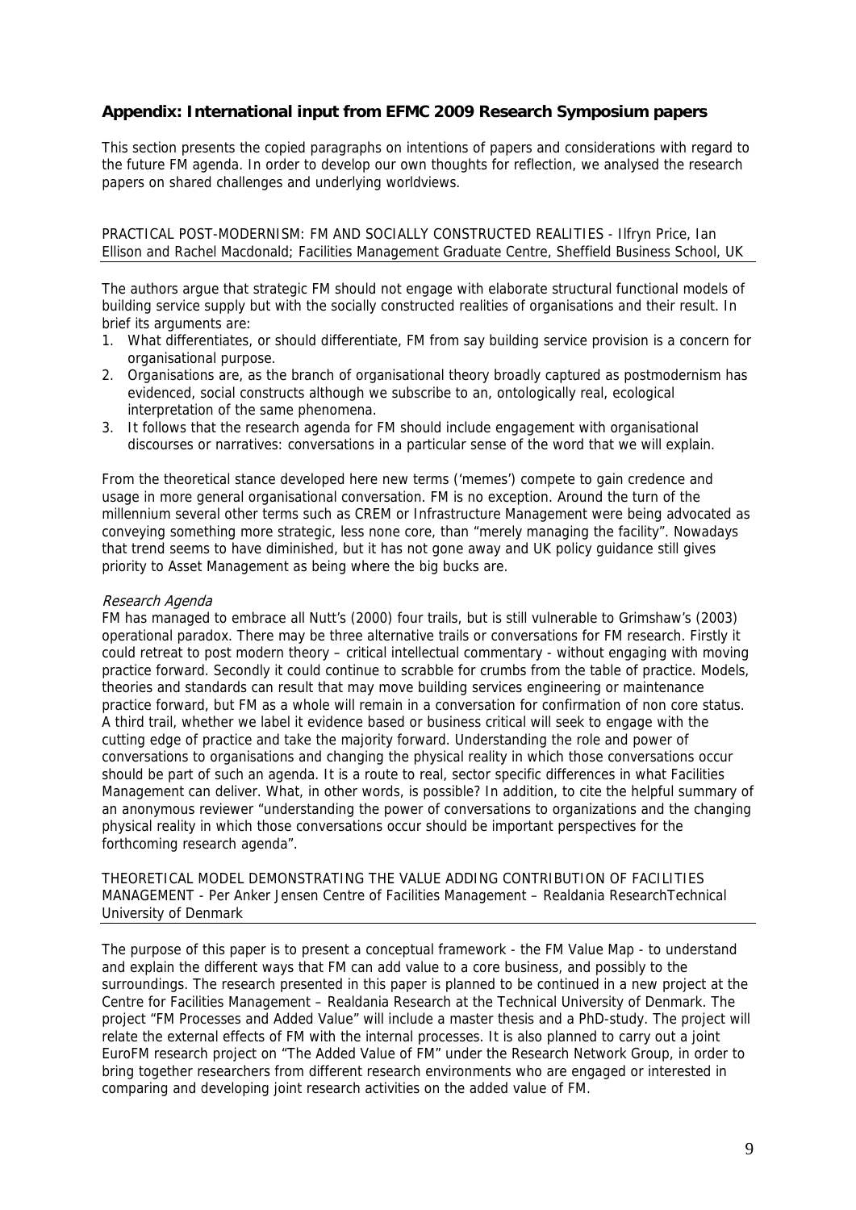### Appendix: International input from EFMC 2009 Research Symposium papers

This section presents the copied paragraphs on intentions of papers and considerations with regard to the future FM agenda. In order to develop our own thoughts for reflection, we analysed the research papers on shared challenges and underlying worldviews.

PRACTICAL POST-MODERNISM: FM AND SOCIALLY CONSTRUCTED REALITIES - Ilfryn Price, Ian Ellison and Rachel Macdonald; Facilities Management Graduate Centre, Sheffield Business School, UK

The authors argue that strategic FM should not engage with elaborate structural functional models of building service supply but with the socially constructed realities of organisations and their result. In brief its arguments are:

1. What differentiates, or should differentiate, FM from say building service provision is a concern for organisational purpose.
2. Organisations are, as the branch of organisational theory broadly captured as postmodernism has evidenced, social constructs although we subscribe to an, ontologically real, ecological interpretation of the same phenomena.
3. It follows that the research agenda for FM should include engagement with organisational discourses or narratives: conversations in a particular sense of the word that we will explain.

From the theoretical stance developed here new terms ('memes') compete to gain credence and usage in more general organisational conversation. FM is no exception. Around the turn of the millennium several other terms such as CREM or Infrastructure Management were being advocated as conveying something more strategic, less none core, than "merely managing the facility". Nowadays that trend seems to have diminished, but it has not gone away and UK policy guidance still gives priority to Asset Management as being where the big bucks are.

*Research Agenda*

FM has managed to embrace all Nutt's (2000) four trails, but is still vulnerable to Grimshaw's (2003) operational paradox. There may be three alternative trails or conversations for FM research. Firstly it could retreat to post modern theory – critical intellectual commentary - without engaging with moving practice forward. Secondly it could continue to scrabble for crumbs from the table of practice. Models, theories and standards can result that may move building services engineering or maintenance practice forward, but FM as a whole will remain in a conversation for confirmation of non core status. A third trail, whether we label it evidence based or business critical will seek to engage with the cutting edge of practice and take the majority forward. Understanding the role and power of conversations to organisations and changing the physical reality in which those conversations occur should be part of such an agenda. It is a route to real, sector specific differences in what Facilities Management can deliver. What, in other words, is possible? In addition, to cite the helpful summary of an anonymous reviewer "understanding the power of conversations to organizations and the changing physical reality in which those conversations occur should be important perspectives for the forthcoming research agenda".

THEORETICAL MODEL DEMONSTRATING THE VALUE ADDING CONTRIBUTION OF FACILITIES MANAGEMENT - Per Anker Jensen Centre of Facilities Management – Realdania ResearchTechnical University of Denmark

The purpose of this paper is to present a conceptual framework - the FM Value Map - to understand and explain the different ways that FM can add value to a core business, and possibly to the surroundings. The research presented in this paper is planned to be continued in a new project at the Centre for Facilities Management – Realdania Research at the Technical University of Denmark. The project "FM Processes and Added Value" will include a master thesis and a PhD-study. The project will relate the external effects of FM with the internal processes. It is also planned to carry out a joint EuroFM research project on "The Added Value of FM" under the Research Network Group, in order to bring together researchers from different research environments who are engaged or interested in comparing and developing joint research activities on the added value of FM.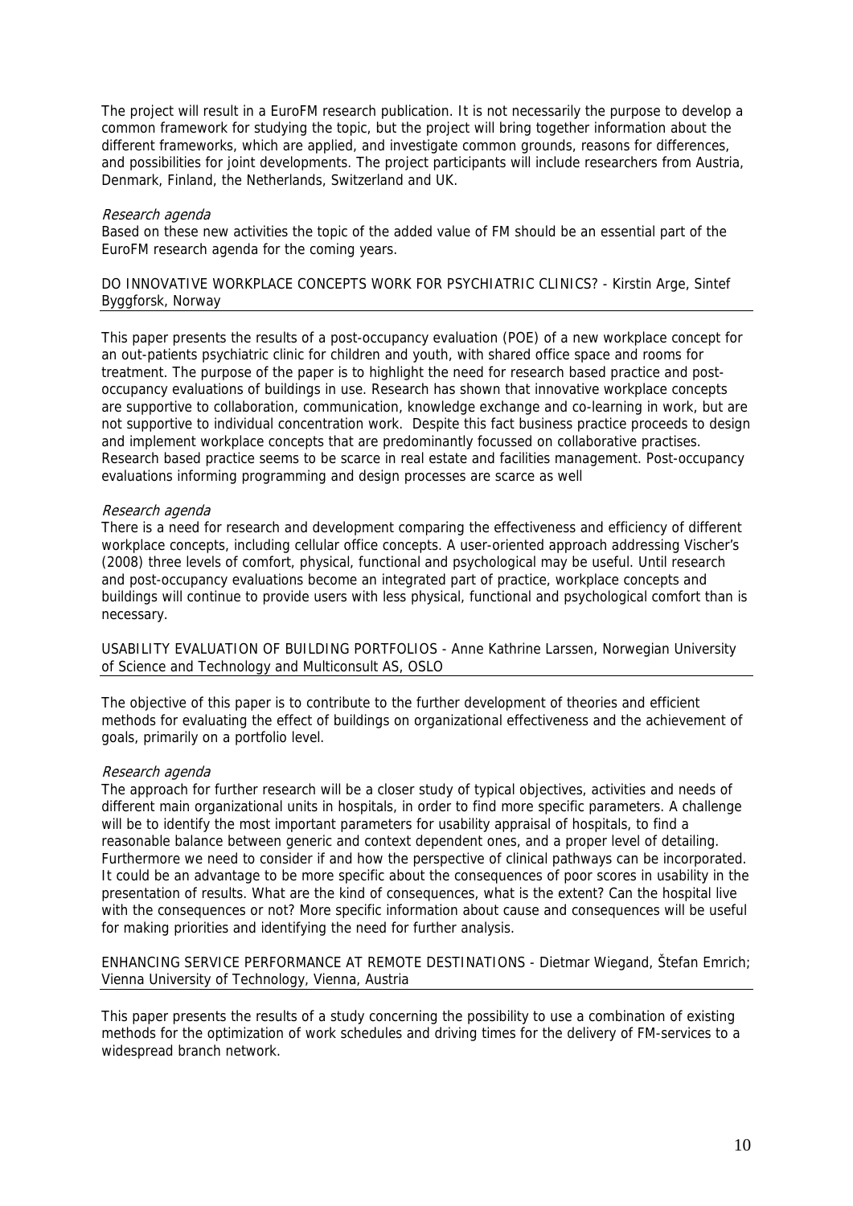The project will result in a EuroFM research publication. It is not necessarily the purpose to develop a common framework for studying the topic, but the project will bring together information about the different frameworks, which are applied, and investigate common grounds, reasons for differences, and possibilities for joint developments. The project participants will include researchers from Austria, Denmark, Finland, the Netherlands, Switzerland and UK.

*Research agenda*

Based on these new activities the topic of the added value of FM should be an essential part of the EuroFM research agenda for the coming years.

### DO INNOVATIVE WORKPLACE CONCEPTS WORK FOR PSYCHIATRIC CLINICS? - Kirstin Arge, Sintef Byggforsk, Norway

This paper presents the results of a post-occupancy evaluation (POE) of a new workplace concept for an out-patients psychiatric clinic for children and youth, with shared office space and rooms for treatment. The purpose of the paper is to highlight the need for research based practice and post-occupancy evaluations of buildings in use. Research has shown that innovative workplace concepts are supportive to collaboration, communication, knowledge exchange and co-learning in work, but are not supportive to individual concentration work. Despite this fact business practice proceeds to design and implement workplace concepts that are predominantly focussed on collaborative practises. Research based practice seems to be scarce in real estate and facilities management. Post-occupancy evaluations informing programming and design processes are scarce as well

*Research agenda*

There is a need for research and development comparing the effectiveness and efficiency of different workplace concepts, including cellular office concepts. A user-oriented approach addressing Vischer's (2008) three levels of comfort, physical, functional and psychological may be useful. Until research and post-occupancy evaluations become an integrated part of practice, workplace concepts and buildings will continue to provide users with less physical, functional and psychological comfort than is necessary.

### USABILITY EVALUATION OF BUILDING PORTFOLIOS - Anne Kathrine Larssen, Norwegian University of Science and Technology and Multiconsult AS, OSLO

The objective of this paper is to contribute to the further development of theories and efficient methods for evaluating the effect of buildings on organizational effectiveness and the achievement of goals, primarily on a portfolio level.

*Research agenda*

The approach for further research will be a closer study of typical objectives, activities and needs of different main organizational units in hospitals, in order to find more specific parameters. A challenge will be to identify the most important parameters for usability appraisal of hospitals, to find a reasonable balance between generic and context dependent ones, and a proper level of detailing. Furthermore we need to consider if and how the perspective of clinical pathways can be incorporated. It could be an advantage to be more specific about the consequences of poor scores in usability in the presentation of results. What are the kind of consequences, what is the extent? Can the hospital live with the consequences or not? More specific information about cause and consequences will be useful for making priorities and identifying the need for further analysis.

### ENHANCING SERVICE PERFORMANCE AT REMOTE DESTINATIONS - Dietmar Wiegand, Štefan Emrich; Vienna University of Technology, Vienna, Austria

This paper presents the results of a study concerning the possibility to use a combination of existing methods for the optimization of work schedules and driving times for the delivery of FM-services to a widespread branch network.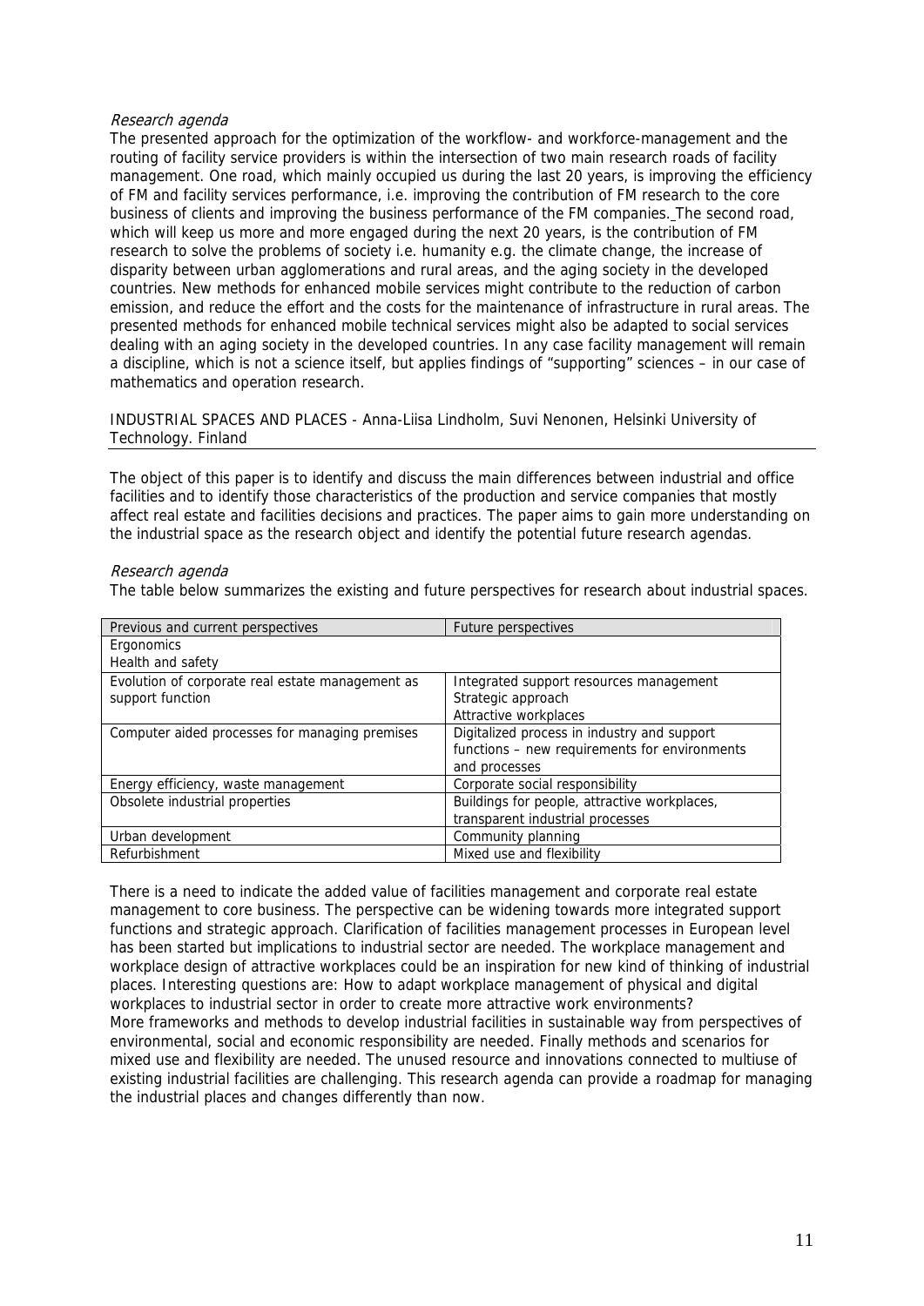*Research agenda*

The presented approach for the optimization of the workflow- and workforce-management and the routing of facility service providers is within the intersection of two main research roads of facility management. One road, which mainly occupied us during the last 20 years, is improving the efficiency of FM and facility services performance, i.e. improving the contribution of FM research to the core business of clients and improving the business performance of the FM companies. The second road, which will keep us more and more engaged during the next 20 years, is the contribution of FM research to solve the problems of society i.e. humanity e.g. the climate change, the increase of disparity between urban agglomerations and rural areas, and the aging society in the developed countries. New methods for enhanced mobile services might contribute to the reduction of carbon emission, and reduce the effort and the costs for the maintenance of infrastructure in rural areas. The presented methods for enhanced mobile technical services might also be adapted to social services dealing with an aging society in the developed countries. In any case facility management will remain a discipline, which is not a science itself, but applies findings of "supporting" sciences – in our case of mathematics and operation research.

## INDUSTRIAL SPACES AND PLACES - Anna-Liisa Lindholm, Suvi Nenonen, Helsinki University of Technology. Finland

The object of this paper is to identify and discuss the main differences between industrial and office facilities and to identify those characteristics of the production and service companies that mostly affect real estate and facilities decisions and practices. The paper aims to gain more understanding on the industrial space as the research object and identify the potential future research agendas.

*Research agenda*

The table below summarizes the existing and future perspectives for research about industrial spaces.

| Previous and current perspectives | Future perspectives |
|---|---|
| Ergonomics<br>Health and safety | |
| Evolution of corporate real estate management as support function | Integrated support resources management<br>Strategic approach<br>Attractive workplaces |
| Computer aided processes for managing premises | Digitalized process in industry and support functions – new requirements for environments and processes |
| Energy efficiency, waste management | Corporate social responsibility |
| Obsolete industrial properties | Buildings for people, attractive workplaces, transparent industrial processes |
| Urban development | Community planning |
| Refurbishment | Mixed use and flexibility |

There is a need to indicate the added value of facilities management and corporate real estate management to core business. The perspective can be widening towards more integrated support functions and strategic approach. Clarification of facilities management processes in European level has been started but implications to industrial sector are needed. The workplace management and workplace design of attractive workplaces could be an inspiration for new kind of thinking of industrial places. Interesting questions are: How to adapt workplace management of physical and digital workplaces to industrial sector in order to create more attractive work environments?
More frameworks and methods to develop industrial facilities in sustainable way from perspectives of environmental, social and economic responsibility are needed. Finally methods and scenarios for mixed use and flexibility are needed. The unused resource and innovations connected to multiuse of existing industrial facilities are challenging. This research agenda can provide a roadmap for managing the industrial places and changes differently than now.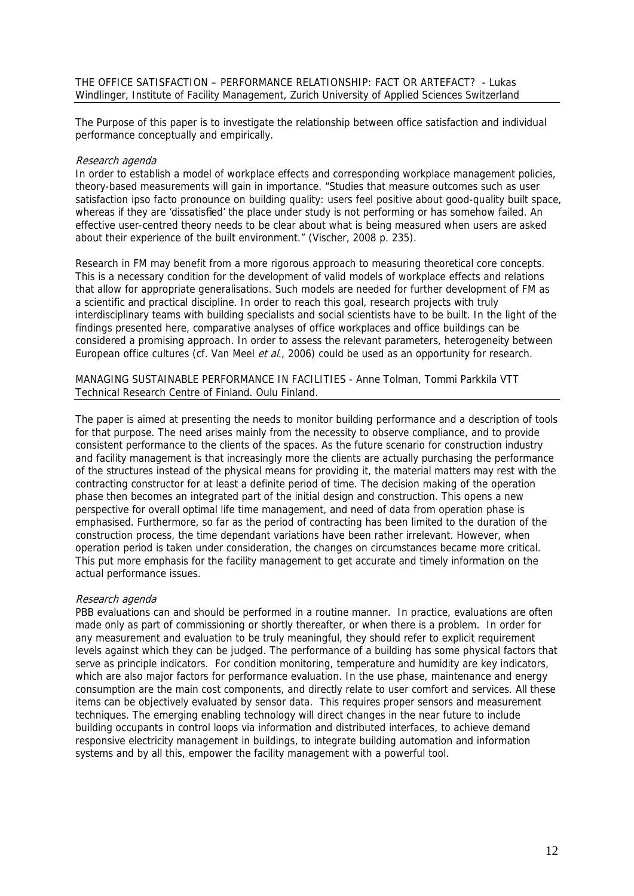THE OFFICE SATISFACTION – PERFORMANCE RELATIONSHIP: FACT OR ARTEFACT? - Lukas Windlinger, Institute of Facility Management, Zurich University of Applied Sciences Switzerland

The Purpose of this paper is to investigate the relationship between office satisfaction and individual performance conceptually and empirically.

*Research agenda*

In order to establish a model of workplace effects and corresponding workplace management policies, theory-based measurements will gain in importance. "Studies that measure outcomes such as user satisfaction ipso facto pronounce on building quality: users feel positive about good-quality built space, whereas if they are 'dissatisfied' the place under study is not performing or has somehow failed. An effective user-centred theory needs to be clear about what is being measured when users are asked about their experience of the built environment." (Vischer, 2008 p. 235).

Research in FM may benefit from a more rigorous approach to measuring theoretical core concepts. This is a necessary condition for the development of valid models of workplace effects and relations that allow for appropriate generalisations. Such models are needed for further development of FM as a scientific and practical discipline. In order to reach this goal, research projects with truly interdisciplinary teams with building specialists and social scientists have to be built. In the light of the findings presented here, comparative analyses of office workplaces and office buildings can be considered a promising approach. In order to assess the relevant parameters, heterogeneity between European office cultures (cf. Van Meel *et al.*, 2006) could be used as an opportunity for research.

MANAGING SUSTAINABLE PERFORMANCE IN FACILITIES - Anne Tolman, Tommi Parkkila VTT Technical Research Centre of Finland. Oulu Finland.

The paper is aimed at presenting the needs to monitor building performance and a description of tools for that purpose. The need arises mainly from the necessity to observe compliance, and to provide consistent performance to the clients of the spaces. As the future scenario for construction industry and facility management is that increasingly more the clients are actually purchasing the performance of the structures instead of the physical means for providing it, the material matters may rest with the contracting constructor for at least a definite period of time. The decision making of the operation phase then becomes an integrated part of the initial design and construction. This opens a new perspective for overall optimal life time management, and need of data from operation phase is emphasised. Furthermore, so far as the period of contracting has been limited to the duration of the construction process, the time dependant variations have been rather irrelevant. However, when operation period is taken under consideration, the changes on circumstances became more critical. This put more emphasis for the facility management to get accurate and timely information on the actual performance issues.

*Research agenda*

PBB evaluations can and should be performed in a routine manner. In practice, evaluations are often made only as part of commissioning or shortly thereafter, or when there is a problem. In order for any measurement and evaluation to be truly meaningful, they should refer to explicit requirement levels against which they can be judged. The performance of a building has some physical factors that serve as principle indicators. For condition monitoring, temperature and humidity are key indicators, which are also major factors for performance evaluation. In the use phase, maintenance and energy consumption are the main cost components, and directly relate to user comfort and services. All these items can be objectively evaluated by sensor data. This requires proper sensors and measurement techniques. The emerging enabling technology will direct changes in the near future to include building occupants in control loops via information and distributed interfaces, to achieve demand responsive electricity management in buildings, to integrate building automation and information systems and by all this, empower the facility management with a powerful tool.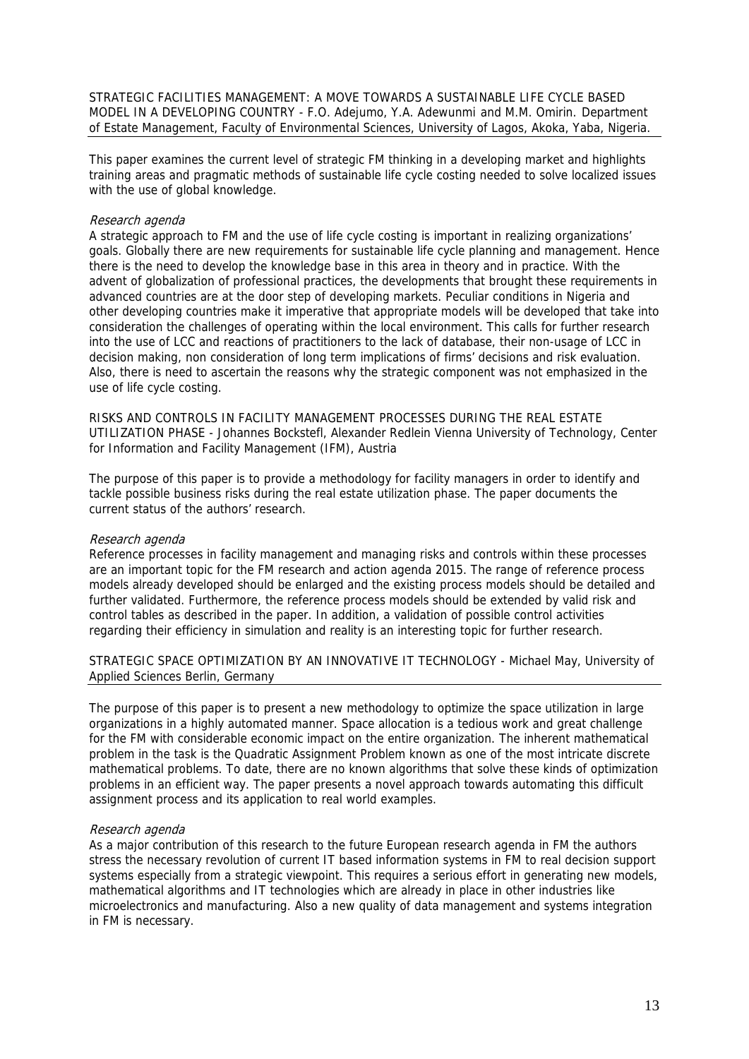STRATEGIC FACILITIES MANAGEMENT: A MOVE TOWARDS A SUSTAINABLE LIFE CYCLE BASED MODEL IN A DEVELOPING COUNTRY - F.O. Adejumo, Y.A. Adewunmi and M.M. Omirin. Department of Estate Management, Faculty of Environmental Sciences, University of Lagos, Akoka, Yaba, Nigeria.

This paper examines the current level of strategic FM thinking in a developing market and highlights training areas and pragmatic methods of sustainable life cycle costing needed to solve localized issues with the use of global knowledge.

*Research agenda*

A strategic approach to FM and the use of life cycle costing is important in realizing organizations' goals. Globally there are new requirements for sustainable life cycle planning and management. Hence there is the need to develop the knowledge base in this area in theory and in practice. With the advent of globalization of professional practices, the developments that brought these requirements in advanced countries are at the door step of developing markets. Peculiar conditions in Nigeria and other developing countries make it imperative that appropriate models will be developed that take into consideration the challenges of operating within the local environment. This calls for further research into the use of LCC and reactions of practitioners to the lack of database, their non-usage of LCC in decision making, non consideration of long term implications of firms' decisions and risk evaluation. Also, there is need to ascertain the reasons why the strategic component was not emphasized in the use of life cycle costing.

RISKS AND CONTROLS IN FACILITY MANAGEMENT PROCESSES DURING THE REAL ESTATE UTILIZATION PHASE - Johannes Bockstefl, Alexander Redlein Vienna University of Technology, Center for Information and Facility Management (IFM), Austria

The purpose of this paper is to provide a methodology for facility managers in order to identify and tackle possible business risks during the real estate utilization phase. The paper documents the current status of the authors' research.

*Research agenda*

Reference processes in facility management and managing risks and controls within these processes are an important topic for the FM research and action agenda 2015. The range of reference process models already developed should be enlarged and the existing process models should be detailed and further validated. Furthermore, the reference process models should be extended by valid risk and control tables as described in the paper. In addition, a validation of possible control activities regarding their efficiency in simulation and reality is an interesting topic for further research.

STRATEGIC SPACE OPTIMIZATION BY AN INNOVATIVE IT TECHNOLOGY - Michael May, University of Applied Sciences Berlin, Germany

The purpose of this paper is to present a new methodology to optimize the space utilization in large organizations in a highly automated manner. Space allocation is a tedious work and great challenge for the FM with considerable economic impact on the entire organization. The inherent mathematical problem in the task is the Quadratic Assignment Problem known as one of the most intricate discrete mathematical problems. To date, there are no known algorithms that solve these kinds of optimization problems in an efficient way. The paper presents a novel approach towards automating this difficult assignment process and its application to real world examples.

*Research agenda*

As a major contribution of this research to the future European research agenda in FM the authors stress the necessary revolution of current IT based information systems in FM to real decision support systems especially from a strategic viewpoint. This requires a serious effort in generating new models, mathematical algorithms and IT technologies which are already in place in other industries like microelectronics and manufacturing. Also a new quality of data management and systems integration in FM is necessary.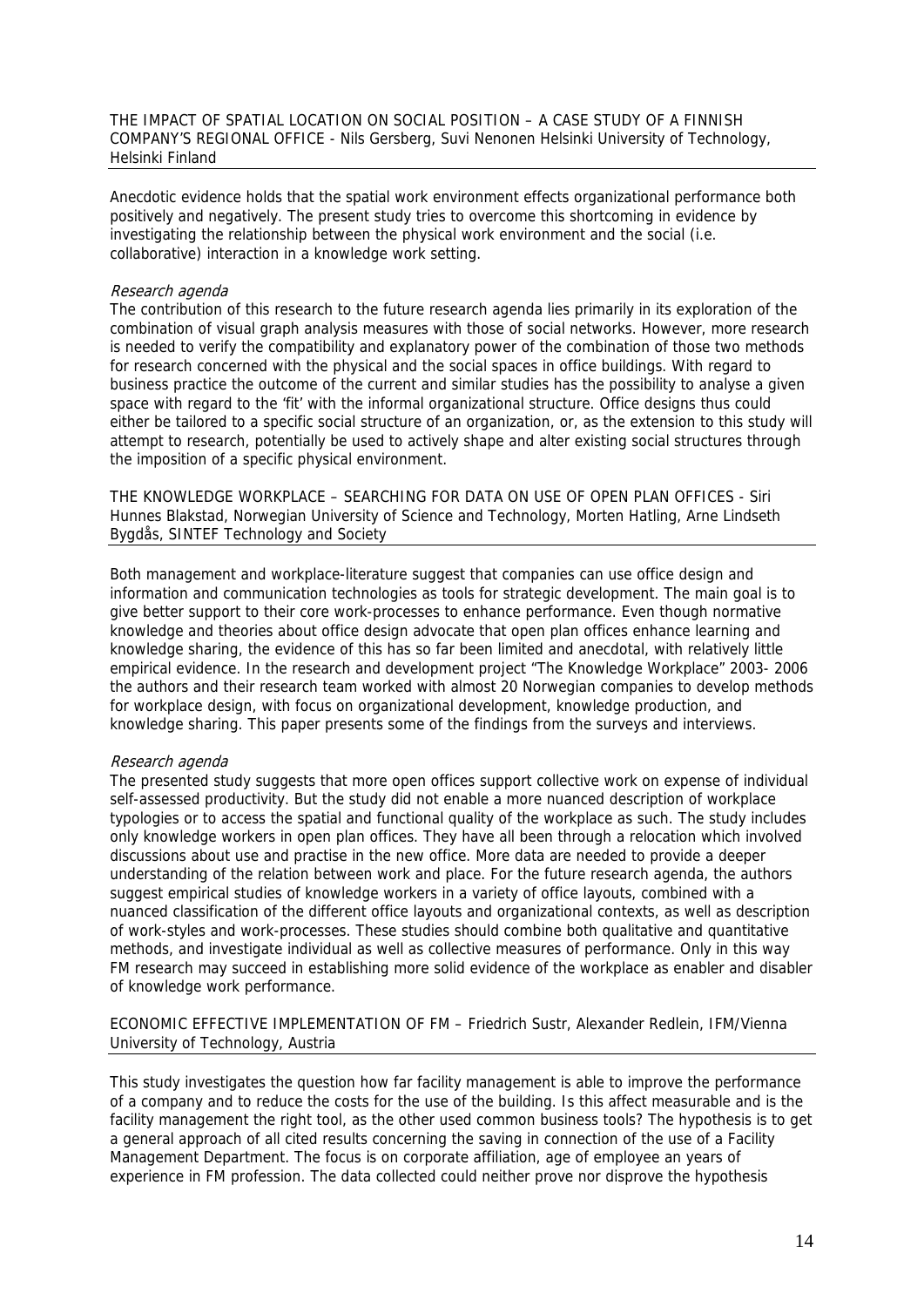## THE IMPACT OF SPATIAL LOCATION ON SOCIAL POSITION – A CASE STUDY OF A FINNISH COMPANY'S REGIONAL OFFICE - Nils Gersberg, Suvi Nenonen Helsinki University of Technology, Helsinki Finland

Anecdotic evidence holds that the spatial work environment effects organizational performance both positively and negatively. The present study tries to overcome this shortcoming in evidence by investigating the relationship between the physical work environment and the social (i.e. collaborative) interaction in a knowledge work setting.

*Research agenda*

The contribution of this research to the future research agenda lies primarily in its exploration of the combination of visual graph analysis measures with those of social networks. However, more research is needed to verify the compatibility and explanatory power of the combination of those two methods for research concerned with the physical and the social spaces in office buildings. With regard to business practice the outcome of the current and similar studies has the possibility to analyse a given space with regard to the 'fit' with the informal organizational structure. Office designs thus could either be tailored to a specific social structure of an organization, or, as the extension to this study will attempt to research, potentially be used to actively shape and alter existing social structures through the imposition of a specific physical environment.

## THE KNOWLEDGE WORKPLACE – SEARCHING FOR DATA ON USE OF OPEN PLAN OFFICES - Siri Hunnes Blakstad, Norwegian University of Science and Technology, Morten Hatling, Arne Lindseth Bygdås, SINTEF Technology and Society

Both management and workplace-literature suggest that companies can use office design and information and communication technologies as tools for strategic development. The main goal is to give better support to their core work-processes to enhance performance. Even though normative knowledge and theories about office design advocate that open plan offices enhance learning and knowledge sharing, the evidence of this has so far been limited and anecdotal, with relatively little empirical evidence. In the research and development project "The Knowledge Workplace" 2003- 2006 the authors and their research team worked with almost 20 Norwegian companies to develop methods for workplace design, with focus on organizational development, knowledge production, and knowledge sharing. This paper presents some of the findings from the surveys and interviews.

*Research agenda*

The presented study suggests that more open offices support collective work on expense of individual self-assessed productivity. But the study did not enable a more nuanced description of workplace typologies or to access the spatial and functional quality of the workplace as such. The study includes only knowledge workers in open plan offices. They have all been through a relocation which involved discussions about use and practise in the new office. More data are needed to provide a deeper understanding of the relation between work and place. For the future research agenda, the authors suggest empirical studies of knowledge workers in a variety of office layouts, combined with a nuanced classification of the different office layouts and organizational contexts, as well as description of work-styles and work-processes. These studies should combine both qualitative and quantitative methods, and investigate individual as well as collective measures of performance. Only in this way FM research may succeed in establishing more solid evidence of the workplace as enabler and disabler of knowledge work performance.

## ECONOMIC EFFECTIVE IMPLEMENTATION OF FM – Friedrich Sustr, Alexander Redlein, IFM/Vienna University of Technology, Austria

This study investigates the question how far facility management is able to improve the performance of a company and to reduce the costs for the use of the building. Is this affect measurable and is the facility management the right tool, as the other used common business tools? The hypothesis is to get a general approach of all cited results concerning the saving in connection of the use of a Facility Management Department. The focus is on corporate affiliation, age of employee an years of experience in FM profession. The data collected could neither prove nor disprove the hypothesis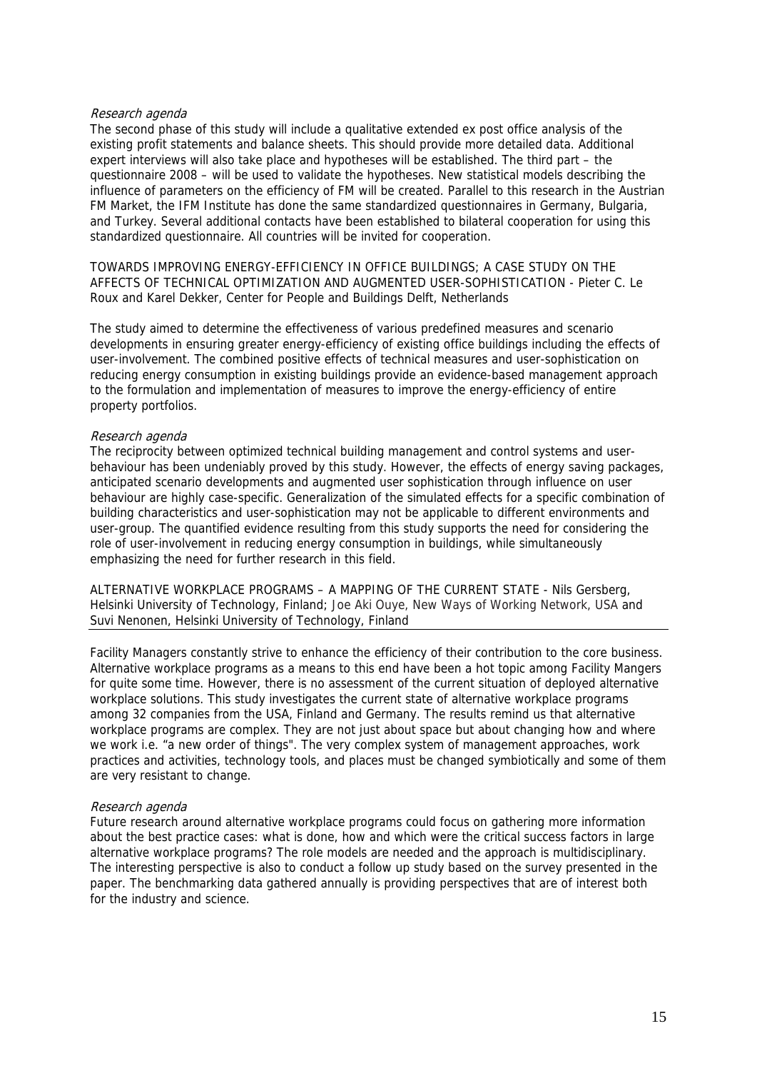*Research agenda*

The second phase of this study will include a qualitative extended ex post office analysis of the existing profit statements and balance sheets. This should provide more detailed data. Additional expert interviews will also take place and hypotheses will be established. The third part – the questionnaire 2008 – will be used to validate the hypotheses. New statistical models describing the influence of parameters on the efficiency of FM will be created. Parallel to this research in the Austrian FM Market, the IFM Institute has done the same standardized questionnaires in Germany, Bulgaria, and Turkey. Several additional contacts have been established to bilateral cooperation for using this standardized questionnaire. All countries will be invited for cooperation.

TOWARDS IMPROVING ENERGY-EFFICIENCY IN OFFICE BUILDINGS; A CASE STUDY ON THE AFFECTS OF TECHNICAL OPTIMIZATION AND AUGMENTED USER-SOPHISTICATION - Pieter C. Le Roux and Karel Dekker, Center for People and Buildings Delft, Netherlands

The study aimed to determine the effectiveness of various predefined measures and scenario developments in ensuring greater energy-efficiency of existing office buildings including the effects of user-involvement. The combined positive effects of technical measures and user-sophistication on reducing energy consumption in existing buildings provide an evidence-based management approach to the formulation and implementation of measures to improve the energy-efficiency of entire property portfolios.

*Research agenda*

The reciprocity between optimized technical building management and control systems and user-behaviour has been undeniably proved by this study. However, the effects of energy saving packages, anticipated scenario developments and augmented user sophistication through influence on user behaviour are highly case-specific. Generalization of the simulated effects for a specific combination of building characteristics and user-sophistication may not be applicable to different environments and user-group. The quantified evidence resulting from this study supports the need for considering the role of user-involvement in reducing energy consumption in buildings, while simultaneously emphasizing the need for further research in this field.

ALTERNATIVE WORKPLACE PROGRAMS – A MAPPING OF THE CURRENT STATE - Nils Gersberg, Helsinki University of Technology, Finland; Joe Aki Ouye, New Ways of Working Network, USA and Suvi Nenonen, Helsinki University of Technology, Finland

Facility Managers constantly strive to enhance the efficiency of their contribution to the core business. Alternative workplace programs as a means to this end have been a hot topic among Facility Mangers for quite some time. However, there is no assessment of the current situation of deployed alternative workplace solutions. This study investigates the current state of alternative workplace programs among 32 companies from the USA, Finland and Germany. The results remind us that alternative workplace programs are complex. They are not just about space but about changing how and where we work i.e. "a new order of things". The very complex system of management approaches, work practices and activities, technology tools, and places must be changed symbiotically and some of them are very resistant to change.

*Research agenda*

Future research around alternative workplace programs could focus on gathering more information about the best practice cases: what is done, how and which were the critical success factors in large alternative workplace programs? The role models are needed and the approach is multidisciplinary. The interesting perspective is also to conduct a follow up study based on the survey presented in the paper. The benchmarking data gathered annually is providing perspectives that are of interest both for the industry and science.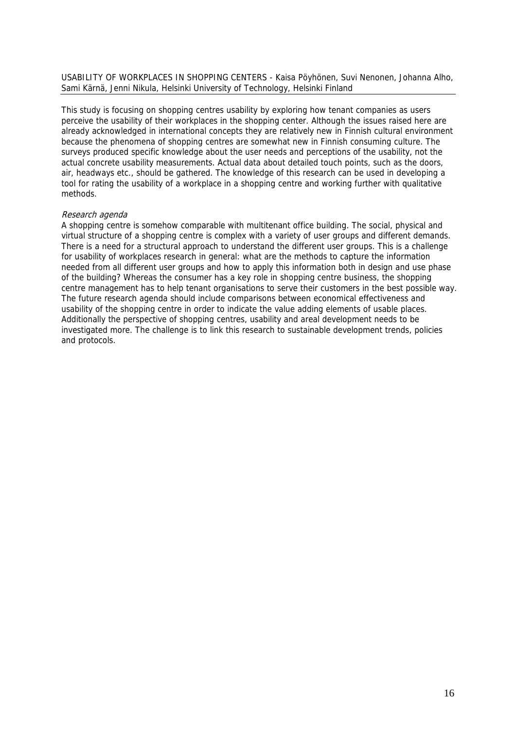USABILITY OF WORKPLACES IN SHOPPING CENTERS - Kaisa Pöyhönen, Suvi Nenonen, Johanna Alho, Sami Kärnä, Jenni Nikula, Helsinki University of Technology, Helsinki Finland

This study is focusing on shopping centres usability by exploring how tenant companies as users perceive the usability of their workplaces in the shopping center. Although the issues raised here are already acknowledged in international concepts they are relatively new in Finnish cultural environment because the phenomena of shopping centres are somewhat new in Finnish consuming culture. The surveys produced specific knowledge about the user needs and perceptions of the usability, not the actual concrete usability measurements. Actual data about detailed touch points, such as the doors, air, headways etc., should be gathered. The knowledge of this research can be used in developing a tool for rating the usability of a workplace in a shopping centre and working further with qualitative methods.

*Research agenda*

A shopping centre is somehow comparable with multitenant office building. The social, physical and virtual structure of a shopping centre is complex with a variety of user groups and different demands. There is a need for a structural approach to understand the different user groups. This is a challenge for usability of workplaces research in general: what are the methods to capture the information needed from all different user groups and how to apply this information both in design and use phase of the building? Whereas the consumer has a key role in shopping centre business, the shopping centre management has to help tenant organisations to serve their customers in the best possible way. The future research agenda should include comparisons between economical effectiveness and usability of the shopping centre in order to indicate the value adding elements of usable places. Additionally the perspective of shopping centres, usability and areal development needs to be investigated more. The challenge is to link this research to sustainable development trends, policies and protocols.